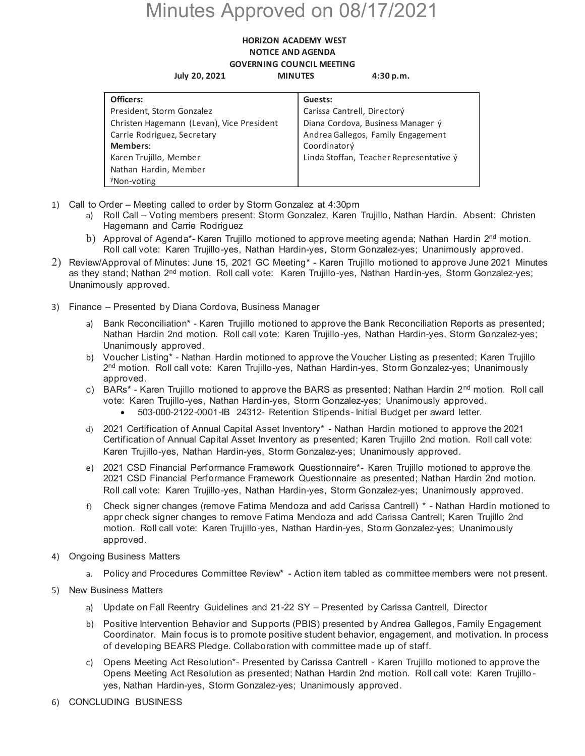# Minutes Approved on 08/17/2021

**HORIZON ACADEMY WEST**
**NOTICE AND AGENDA**
**GOVERNING COUNCIL MEETING**

**July 20, 2021 MINUTES 4:30 p.m.**

| **Officers:** | **Guests:** |
|---|---|
| President, Storm Gonzalez | Carissa Cantrell, Directorý |
| Christen Hagemann (Levan), Vice President | Diana Cordova, Business Manager ý |
| Carrie Rodriguez, Secretary | Andrea Gallegos, Family Engagement Coordinatorý |
| **Members**: | Linda Stoffan, Teacher Representative ý |
| Karen Trujillo, Member | |
| Nathan Hardin, Member | |
| ýNon-voting | |

1) Call to Order – Meeting called to order by Storm Gonzalez at 4:30pm
   a) Roll Call – Voting members present: Storm Gonzalez, Karen Trujillo, Nathan Hardin. Absent: Christen Hagemann and Carrie Rodriguez
   b) Approval of Agenda*- Karen Trujillo motioned to approve meeting agenda; Nathan Hardin 2nd motion. Roll call vote: Karen Trujillo-yes, Nathan Hardin-yes, Storm Gonzalez-yes; Unanimously approved.
2) Review/Approval of Minutes: June 15, 2021 GC Meeting* - Karen Trujillo motioned to approve June 2021 Minutes as they stand; Nathan 2nd motion. Roll call vote: Karen Trujillo-yes, Nathan Hardin-yes, Storm Gonzalez-yes; Unanimously approved.
3) Finance – Presented by Diana Cordova, Business Manager
   a) Bank Reconciliation* - Karen Trujillo motioned to approve the Bank Reconciliation Reports as presented; Nathan Hardin 2nd motion. Roll call vote: Karen Trujillo-yes, Nathan Hardin-yes, Storm Gonzalez-yes; Unanimously approved.
   b) Voucher Listing* - Nathan Hardin motioned to approve the Voucher Listing as presented; Karen Trujillo 2nd motion. Roll call vote: Karen Trujillo-yes, Nathan Hardin-yes, Storm Gonzalez-yes; Unanimously approved.
   c) BARs* - Karen Trujillo motioned to approve the BARS as presented; Nathan Hardin 2nd motion. Roll call vote: Karen Trujillo-yes, Nathan Hardin-yes, Storm Gonzalez-yes; Unanimously approved.
      - 503-000-2122-0001-IB 24312- Retention Stipends- Initial Budget per award letter.
   d) 2021 Certification of Annual Capital Asset Inventory* - Nathan Hardin motioned to approve the 2021 Certification of Annual Capital Asset Inventory as presented; Karen Trujillo 2nd motion. Roll call vote: Karen Trujillo-yes, Nathan Hardin-yes, Storm Gonzalez-yes; Unanimously approved.
   e) 2021 CSD Financial Performance Framework Questionnaire*- Karen Trujillo motioned to approve the 2021 CSD Financial Performance Framework Questionnaire as presented; Nathan Hardin 2nd motion. Roll call vote: Karen Trujillo-yes, Nathan Hardin-yes, Storm Gonzalez-yes; Unanimously approved.
   f) Check signer changes (remove Fatima Mendoza and add Carissa Cantrell) * - Nathan Hardin motioned to appr check signer changes to remove Fatima Mendoza and add Carissa Cantrell; Karen Trujillo 2nd motion. Roll call vote: Karen Trujillo-yes, Nathan Hardin-yes, Storm Gonzalez-yes; Unanimously approved.
4) Ongoing Business Matters
   a. Policy and Procedures Committee Review* - Action item tabled as committee members were not present.
5) New Business Matters
   a) Update on Fall Reentry Guidelines and 21-22 SY – Presented by Carissa Cantrell, Director
   b) Positive Intervention Behavior and Supports (PBIS) presented by Andrea Gallegos, Family Engagement Coordinator. Main focus is to promote positive student behavior, engagement, and motivation. In process of developing BEARS Pledge. Collaboration with committee made up of staff.
   c) Opens Meeting Act Resolution*- Presented by Carissa Cantrell - Karen Trujillo motioned to approve the Opens Meeting Act Resolution as presented; Nathan Hardin 2nd motion. Roll call vote: Karen Trujillo-yes, Nathan Hardin-yes, Storm Gonzalez-yes; Unanimously approved.
6) CONCLUDING BUSINESS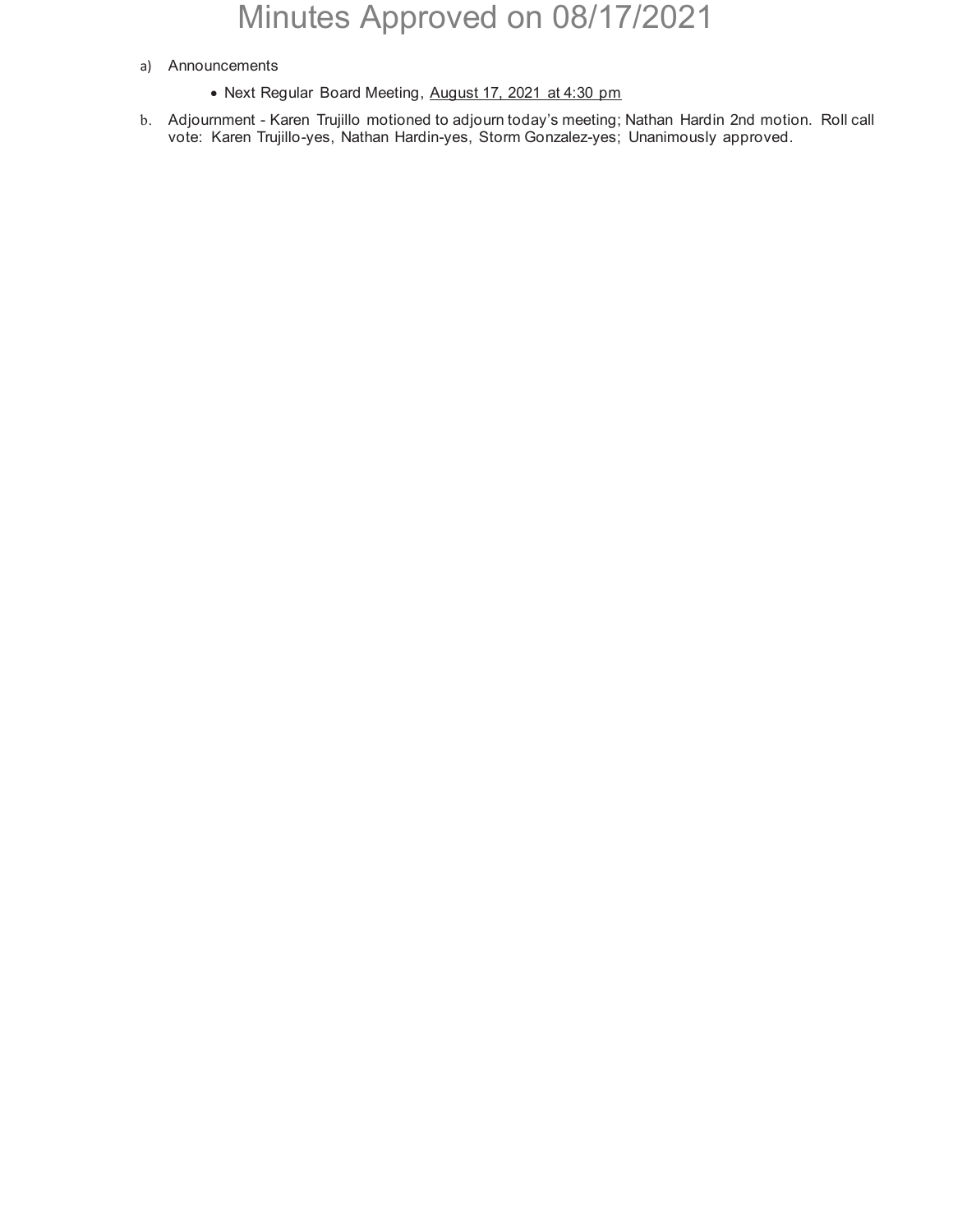a) Announcements

- Next Regular Board Meeting, August 17, 2021 at 4:30 pm

b. Adjournment - Karen Trujillo motioned to adjourn today's meeting; Nathan Hardin 2nd motion. Roll call vote: Karen Trujillo-yes, Nathan Hardin-yes, Storm Gonzalez-yes; Unanimously approved.